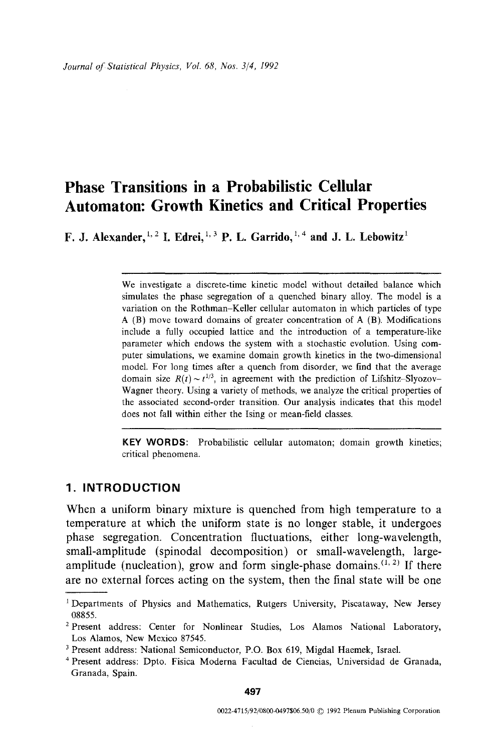# Phase Transitions in a Probabilistic Cellular Automaton: Growth Kinetics and Critical Properties

**F. J. Alexander,**[1,2] **I. Edrei,**[1,3] **P. L. Garrido,**[1,4] **and J. L. Lebowitz**[1]

We investigate a discrete-time kinetic model without detailed balance which simulates the phase segregation of a quenched binary alloy. The model is a variation on the Rothman–Keller cellular automaton in which particles of type A (B) move toward domains of greater concentration of A (B). Modifications include a fully occupied lattice and the introduction of a temperature-like parameter which endows the system with a stochastic evolution. Using computer simulations, we examine domain growth kinetics in the two-dimensional model. For long times after a quench from disorder, we find that the average domain size $R(t) \sim t^{1/3}$, in agreement with the prediction of Lifshitz–Slyozov–Wagner theory. Using a variety of methods, we analyze the critical properties of the associated second-order transition. Our analysis indicates that this model does not fall within either the Ising or mean-field classes.

**KEY WORDS:** Probabilistic cellular automaton; domain growth kinetics; critical phenomena.

## 1. INTRODUCTION

When a uniform binary mixture is quenched from high temperature to a temperature at which the uniform state is no longer stable, it undergoes phase segregation. Concentration fluctuations, either long-wavelength, small-amplitude (spinodal decomposition) or small-wavelength, large-amplitude (nucleation), grow and form single-phase domains.[1,2] If there are no external forces acting on the system, then the final state will be one

---

[1] Departments of Physics and Mathematics, Rutgers University, Piscataway, New Jersey 08855.

[2] Present address: Center for Nonlinear Studies, Los Alamos National Laboratory, Los Alamos, New Mexico 87545.

[3] Present address: National Semiconductor, P.O. Box 619, Migdal Haemek, Israel.

[4] Present address: Dpto. Fisica Moderna Facultad de Ciencias, Universidad de Granada, Granada, Spain.

0022-4715/92/0800-0497$06.50/0 © 1992 Plenum Publishing Corporation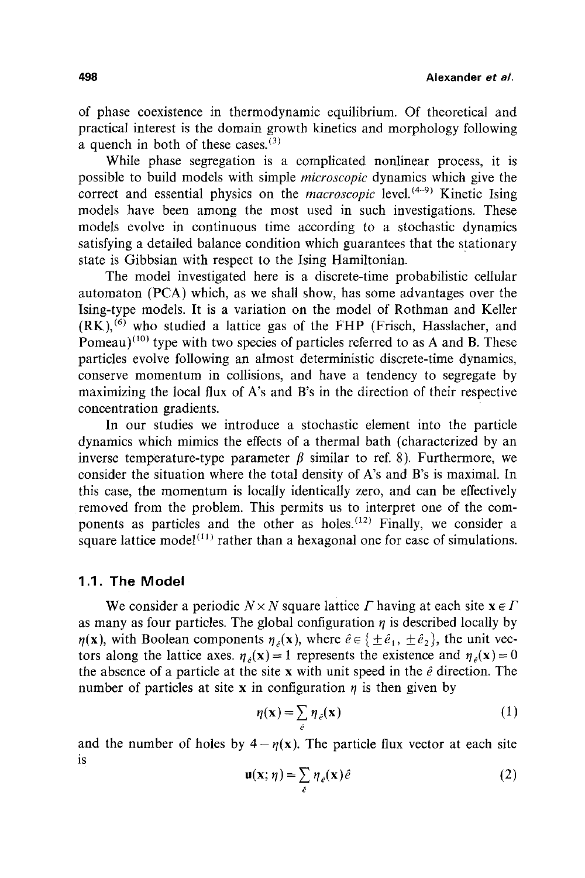of phase coexistence in thermodynamic equilibrium. Of theoretical and practical interest is the domain growth kinetics and morphology following a quench in both of these cases.[3]

While phase segregation is a complicated nonlinear process, it is possible to build models with simple *microscopic* dynamics which give the correct and essential physics on the *macroscopic* level.[4-9] Kinetic Ising models have been among the most used in such investigations. These models evolve in continuous time according to a stochastic dynamics satisfying a detailed balance condition which guarantees that the stationary state is Gibbsian with respect to the Ising Hamiltonian.

The model investigated here is a discrete-time probabilistic cellular automaton (PCA) which, as we shall show, has some advantages over the Ising-type models. It is a variation on the model of Rothman and Keller (RK),[6] who studied a lattice gas of the FHP (Frisch, Hasslacher, and Pomeau)[10] type with two species of particles referred to as A and B. These particles evolve following an almost deterministic discrete-time dynamics, conserve momentum in collisions, and have a tendency to segregate by maximizing the local flux of A's and B's in the direction of their respective concentration gradients.

In our studies we introduce a stochastic element into the particle dynamics which mimics the effects of a thermal bath (characterized by an inverse temperature-type parameter $\beta$ similar to ref. 8). Furthermore, we consider the situation where the total density of A's and B's is maximal. In this case, the momentum is locally identically zero, and can be effectively removed from the problem. This permits us to interpret one of the components as particles and the other as holes.[12] Finally, we consider a square lattice model[11] rather than a hexagonal one for ease of simulations.

### 1.1. The Model

We consider a periodic $N \times N$ square lattice $\Gamma$ having at each site $\mathbf{x} \in \Gamma$ as many as four particles. The global configuration $\eta$ is described locally by $\eta(\mathbf{x})$, with Boolean components $\eta_{\hat{e}}(\mathbf{x})$, where $\hat{e} \in \{\pm\hat{e}_1, \pm\hat{e}_2\}$, the unit vectors along the lattice axes. $\eta_{\hat{e}}(\mathbf{x}) = 1$ represents the existence and $\eta_{\hat{e}}(\mathbf{x}) = 0$ the absence of a particle at the site $\mathbf{x}$ with unit speed in the $\hat{e}$ direction. The number of particles at site $\mathbf{x}$ in configuration $\eta$ is then given by

$$\eta(\mathbf{x}) = \sum_{\hat{e}} \eta_{\hat{e}}(\mathbf{x}) \tag{1}$$

and the number of holes by $4 - \eta(\mathbf{x})$. The particle flux vector at each site is

$$\mathbf{u}(\mathbf{x}; \eta) = \sum_{\hat{e}} \eta_{\hat{e}}(\mathbf{x})\hat{e} \tag{2}$$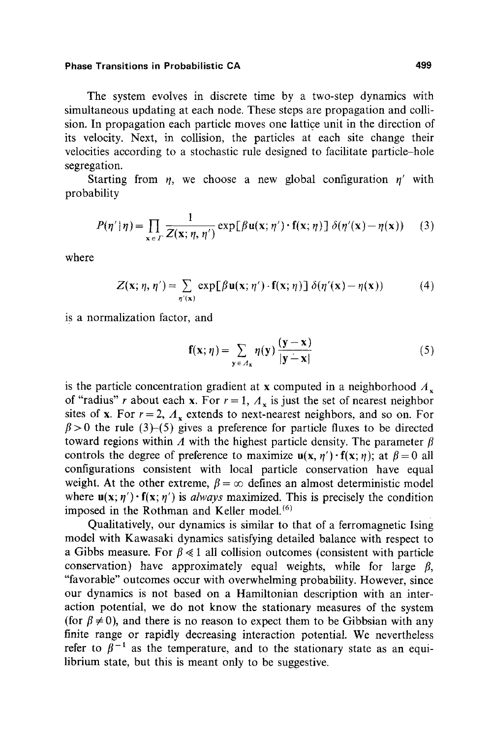The system evolves in discrete time by a two-step dynamics with simultaneous updating at each node. These steps are propagation and collision. In propagation each particle moves one lattice unit in the direction of its velocity. Next, in collision, the particles at each site change their velocities according to a stochastic rule designed to facilitate particle–hole segregation.

Starting from $\eta$, we choose a new global configuration $\eta'$ with probability

$$P(\eta' \mid \eta) = \prod_{\mathbf{x} \in \Gamma} \frac{1}{Z(\mathbf{x}; \eta, \eta')} \exp[\beta \mathbf{u}(\mathbf{x}; \eta') \cdot \mathbf{f}(\mathbf{x}; \eta)] \, \delta(\eta'(\mathbf{x}) - \eta(\mathbf{x})) \tag{3}$$

where

$$Z(\mathbf{x}; \eta, \eta') = \sum_{\eta'(\mathbf{x})} \exp[\beta \mathbf{u}(\mathbf{x}; \eta') \cdot \mathbf{f}(\mathbf{x}; \eta)] \, \delta(\eta'(\mathbf{x}) - \eta(\mathbf{x})) \tag{4}$$

is a normalization factor, and

$$\mathbf{f}(\mathbf{x}; \eta) = \sum_{\mathbf{y} \in \Lambda_{\mathbf{x}}} \eta(\mathbf{y}) \frac{(\mathbf{y} - \mathbf{x})}{|\mathbf{y} - \mathbf{x}|} \tag{5}$$

is the particle concentration gradient at $\mathbf{x}$ computed in a neighborhood $\Lambda_{\mathbf{x}}$ of "radius" $r$ about each $\mathbf{x}$. For $r = 1$, $\Lambda_{\mathbf{x}}$ is just the set of nearest neighbor sites of $\mathbf{x}$. For $r = 2$, $\Lambda_{\mathbf{x}}$ extends to next-nearest neighbors, and so on. For $\beta > 0$ the rule (3)–(5) gives a preference for particle fluxes to be directed toward regions within $\Lambda$ with the highest particle density. The parameter $\beta$ controls the degree of preference to maximize $\mathbf{u}(\mathbf{x}, \eta') \cdot \mathbf{f}(\mathbf{x}; \eta)$; at $\beta = 0$ all configurations consistent with local particle conservation have equal weight. At the other extreme, $\beta = \infty$ defines an almost deterministic model where $\mathbf{u}(\mathbf{x}; \eta') \cdot \mathbf{f}(\mathbf{x}; \eta')$ is *always* maximized. This is precisely the condition imposed in the Rothman and Keller model.[6]

Qualitatively, our dynamics is similar to that of a ferromagnetic Ising model with Kawasaki dynamics satisfying detailed balance with respect to a Gibbs measure. For $\beta \ll 1$ all collision outcomes (consistent with particle conservation) have approximately equal weights, while for large $\beta$, "favorable" outcomes occur with overwhelming probability. However, since our dynamics is not based on a Hamiltonian description with an interaction potential, we do not know the stationary measures of the system (for $\beta \neq 0$), and there is no reason to expect them to be Gibbsian with any finite range or rapidly decreasing interaction potential. We nevertheless refer to $\beta^{-1}$ as the temperature, and to the stationary state as an equilibrium state, but this is meant only to be suggestive.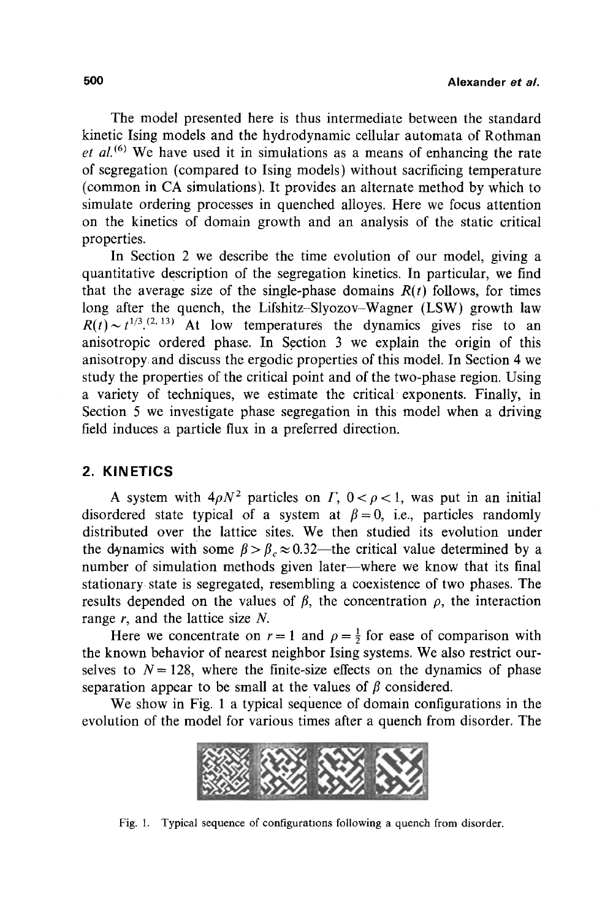The model presented here is thus intermediate between the standard kinetic Ising models and the hydrodynamic cellular automata of Rothman *et al.*[6] We have used it in simulations as a means of enhancing the rate of segregation (compared to Ising models) without sacrificing temperature (common in CA simulations). It provides an alternate method by which to simulate ordering processes in quenched alloyes. Here we focus attention on the kinetics of domain growth and an analysis of the static critical properties.

In Section 2 we describe the time evolution of our model, giving a quantitative description of the segregation kinetics. In particular, we find that the average size of the single-phase domains $R(t)$ follows, for times long after the quench, the Lifshitz–Slyozov–Wagner (LSW) growth law $R(t) \sim t^{1/3}$.[2,13] At low temperatures the dynamics gives rise to an anisotropic ordered phase. In Section 3 we explain the origin of this anisotropy and discuss the ergodic properties of this model. In Section 4 we study the properties of the critical point and of the two-phase region. Using a variety of techniques, we estimate the critical exponents. Finally, in Section 5 we investigate phase segregation in this model when a driving field induces a particle flux in a preferred direction.

## 2. KINETICS

A system with $4\rho N^2$ particles on $\Gamma$, $0 < \rho < 1$, was put in an initial disordered state typical of a system at $\beta = 0$, i.e., particles randomly distributed over the lattice sites. We then studied its evolution under the dynamics with some $\beta > \beta_c \approx 0.32$—the critical value determined by a number of simulation methods given later—where we know that its final stationary state is segregated, resembling a coexistence of two phases. The results depended on the values of $\beta$, the concentration $\rho$, the interaction range $r$, and the lattice size $N$.

Here we concentrate on $r = 1$ and $\rho = \frac{1}{2}$ for ease of comparison with the known behavior of nearest neighbor Ising systems. We also restrict ourselves to $N = 128$, where the finite-size effects on the dynamics of phase separation appear to be small at the values of $\beta$ considered.

We show in Fig. 1 a typical sequence of domain configurations in the evolution of the model for various times after a quench from disorder. The

Fig. 1. Typical sequence of configurations following a quench from disorder.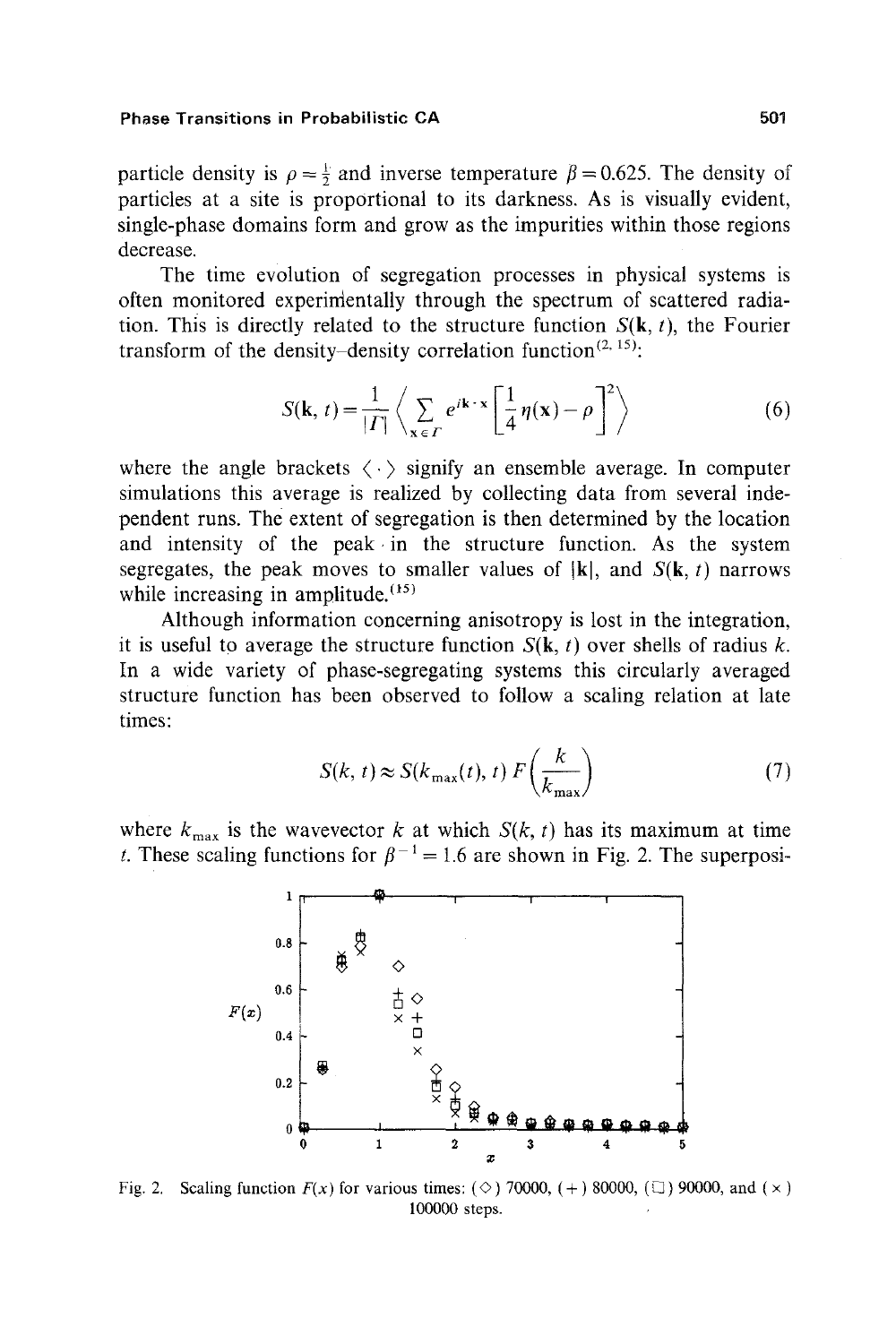particle density is $\rho = \frac{1}{2}$ and inverse temperature $\beta = 0.625$. The density of particles at a site is proportional to its darkness. As is visually evident, single-phase domains form and grow as the impurities within those regions decrease.

The time evolution of segregation processes in physical systems is often monitored experimentally through the spectrum of scattered radiation. This is directly related to the structure function $S(\mathbf{k}, t)$, the Fourier transform of the density–density correlation function[2, 15]:

$$S(\mathbf{k}, t) = \frac{1}{|\Gamma|} \left\langle \sum_{\mathbf{x} \in \Gamma} e^{i\mathbf{k} \cdot \mathbf{x}} \left[ \frac{1}{4} \eta(\mathbf{x}) - \rho \right]^2 \right\rangle \tag{6}$$

where the angle brackets $\langle \cdot \rangle$ signify an ensemble average. In computer simulations this average is realized by collecting data from several independent runs. The extent of segregation is then determined by the location and intensity of the peak in the structure function. As the system segregates, the peak moves to smaller values of $|\mathbf{k}|$, and $S(\mathbf{k}, t)$ narrows while increasing in amplitude.[15]

Although information concerning anisotropy is lost in the integration, it is useful to average the structure function $S(\mathbf{k}, t)$ over shells of radius $k$. In a wide variety of phase-segregating systems this circularly averaged structure function has been observed to follow a scaling relation at late times:

$$S(k, t) \approx S(k_{\max}(t), t)\, F\left(\frac{k}{k_{\max}}\right) \tag{7}$$

where $k_{\max}$ is the wavevector $k$ at which $S(k, t)$ has its maximum at time $t$. These scaling functions for $\beta^{-1} = 1.6$ are shown in Fig. 2. The superposi-

Fig. 2. Scaling function $F(x)$ for various times: (◇) 70000, (+) 80000, (□) 90000, and (×) 100000 steps.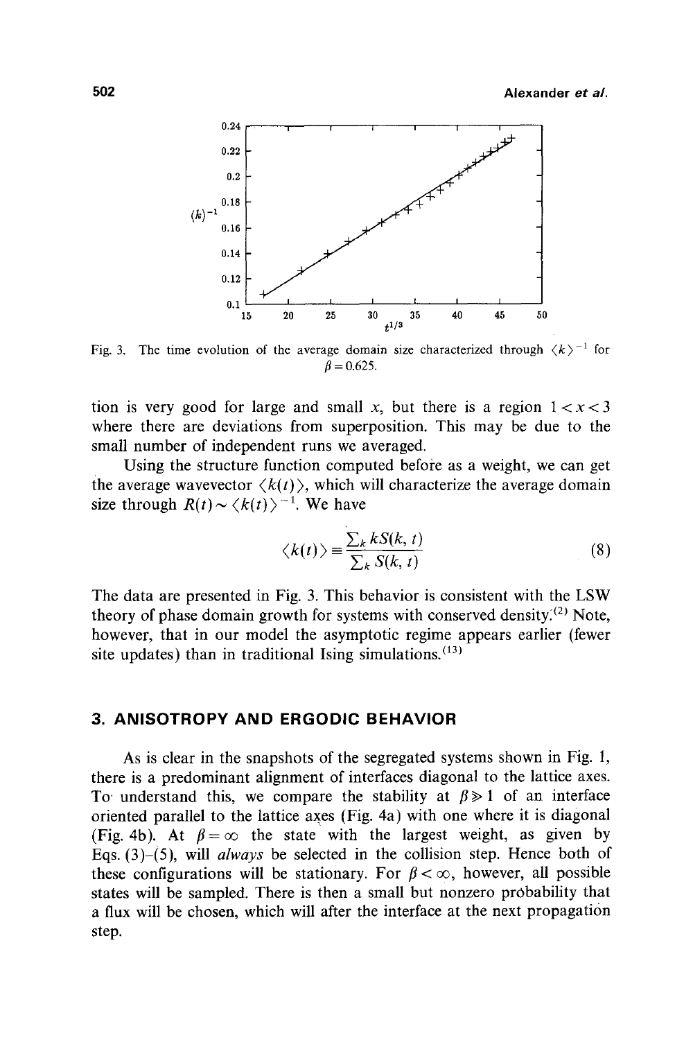Fig. 3. The time evolution of the average domain size characterized through $\langle k \rangle^{-1}$ for $\beta = 0.625$.

tion is very good for large and small $x$, but there is a region $1 < x < 3$ where there are deviations from superposition. This may be due to the small number of independent runs we averaged.

Using the structure function computed before as a weight, we can get the average wavevector $\langle k(t) \rangle$, which will characterize the average domain size through $R(t) \sim \langle k(t) \rangle^{-1}$. We have

$$\langle k(t) \rangle \equiv \frac{\sum_k kS(k, t)}{\sum_k S(k, t)} \tag{8}$$

The data are presented in Fig. 3. This behavior is consistent with the LSW theory of phase domain growth for systems with conserved density.[2] Note, however, that in our model the asymptotic regime appears earlier (fewer site updates) than in traditional Ising simulations.[13]

## 3. ANISOTROPY AND ERGODIC BEHAVIOR

As is clear in the snapshots of the segregated systems shown in Fig. 1, there is a predominant alignment of interfaces diagonal to the lattice axes. To understand this, we compare the stability at $\beta \gg 1$ of an interface oriented parallel to the lattice axes (Fig. 4a) with one where it is diagonal (Fig. 4b). At $\beta = \infty$ the state with the largest weight, as given by Eqs. (3)–(5), will *always* be selected in the collision step. Hence both of these configurations will be stationary. For $\beta < \infty$, however, all possible states will be sampled. There is then a small but nonzero probability that a flux will be chosen, which will after the interface at the next propagation step.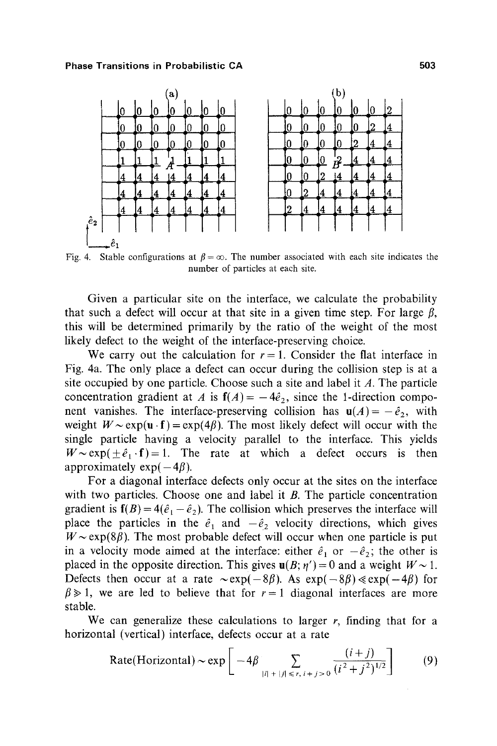Fig. 4. Stable configurations at $\beta = \infty$. The number associated with each site indicates the number of particles at each site.

Given a particular site on the interface, we calculate the probability that such a defect will occur at that site in a given time step. For large $\beta$, this will be determined primarily by the ratio of the weight of the most likely defect to the weight of the interface-preserving choice.

We carry out the calculation for $r = 1$. Consider the flat interface in Fig. 4a. The only place a defect can occur during the collision step is at a site occupied by one particle. Choose such a site and label it $A$. The particle concentration gradient at $A$ is $\mathbf{f}(A) = -4\hat{e}_2$, since the 1-direction component vanishes. The interface-preserving collision has $\mathbf{u}(A) = -\hat{e}_2$, with weight $W \sim \exp(\mathbf{u} \cdot \mathbf{f}) = \exp(4\beta)$. The most likely defect will occur with the single particle having a velocity parallel to the interface. This yields $W \sim \exp(\pm \hat{e}_1 \cdot \mathbf{f}) = 1$. The rate at which a defect occurs is then approximately $\exp(-4\beta)$.

For a diagonal interface defects only occur at the sites on the interface with two particles. Choose one and label it $B$. The particle concentration gradient is $\mathbf{f}(B) = 4(\hat{e}_1 - \hat{e}_2)$. The collision which preserves the interface will place the particles in the $\hat{e}_1$ and $-\hat{e}_2$ velocity directions, which gives $W \sim \exp(8\beta)$. The most probable defect will occur when one particle is put in a velocity mode aimed at the interface: either $\hat{e}_1$ or $-\hat{e}_2$; the other is placed in the opposite direction. This gives $\mathbf{u}(B; \eta') = 0$ and a weight $W \sim 1$. Defects then occur at a rate $\sim \exp(-8\beta)$. As $\exp(-8\beta) \ll \exp(-4\beta)$ for $\beta \gg 1$, we are led to believe that for $r = 1$ diagonal interfaces are more stable.

We can generalize these calculations to larger $r$, finding that for a horizontal (vertical) interface, defects occur at a rate

$$\text{Rate(Horizontal)} \sim \exp\left[ -4\beta \sum_{|i| + |j| \leqslant r,\, i+j>0} \frac{(i+j)}{(i^2 + j^2)^{1/2}} \right] \tag{9}$$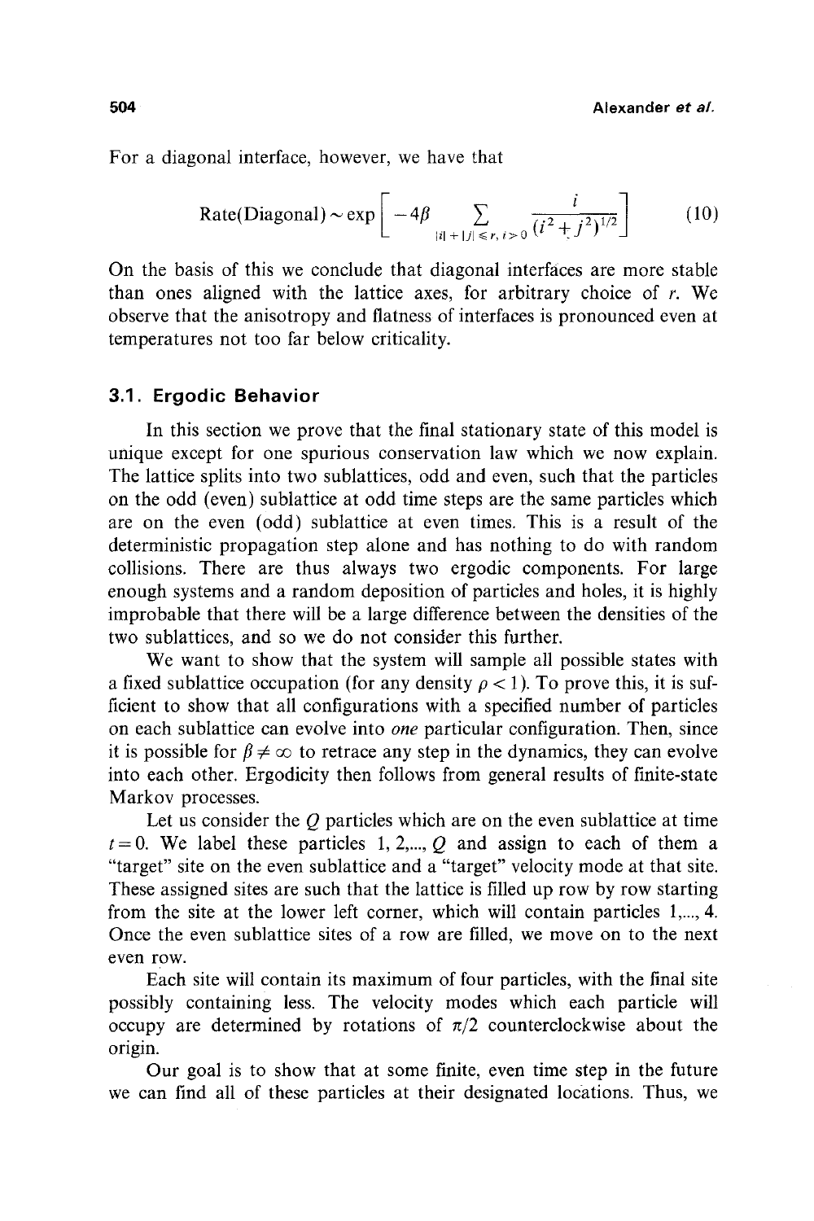For a diagonal interface, however, we have that

$$\text{Rate(Diagonal)} \sim \exp\left[-4\beta \sum_{|i|+|j| \leqslant r,\, i>0} \frac{i}{(i^2+j^2)^{1/2}}\right] \tag{10}$$

On the basis of this we conclude that diagonal interfaces are more stable than ones aligned with the lattice axes, for arbitrary choice of $r$. We observe that the anisotropy and flatness of interfaces is pronounced even at temperatures not too far below criticality.

### 3.1. Ergodic Behavior

In this section we prove that the final stationary state of this model is unique except for one spurious conservation law which we now explain. The lattice splits into two sublattices, odd and even, such that the particles on the odd (even) sublattice at odd time steps are the same particles which are on the even (odd) sublattice at even times. This is a result of the deterministic propagation step alone and has nothing to do with random collisions. There are thus always two ergodic components. For large enough systems and a random deposition of particles and holes, it is highly improbable that there will be a large difference between the densities of the two sublattices, and so we do not consider this further.

We want to show that the system will sample all possible states with a fixed sublattice occupation (for any density $\rho < 1$). To prove this, it is sufficient to show that all configurations with a specified number of particles on each sublattice can evolve into *one* particular configuration. Then, since it is possible for $\beta \neq \infty$ to retrace any step in the dynamics, they can evolve into each other. Ergodicity then follows from general results of finite-state Markov processes.

Let us consider the $Q$ particles which are on the even sublattice at time $t = 0$. We label these particles $1, 2, \ldots, Q$ and assign to each of them a "target" site on the even sublattice and a "target" velocity mode at that site. These assigned sites are such that the lattice is filled up row by row starting from the site at the lower left corner, which will contain particles $1, \ldots, 4$. Once the even sublattice sites of a row are filled, we move on to the next even row.

Each site will contain its maximum of four particles, with the final site possibly containing less. The velocity modes which each particle will occupy are determined by rotations of $\pi/2$ counterclockwise about the origin.

Our goal is to show that at some finite, even time step in the future we can find all of these particles at their designated locations. Thus, we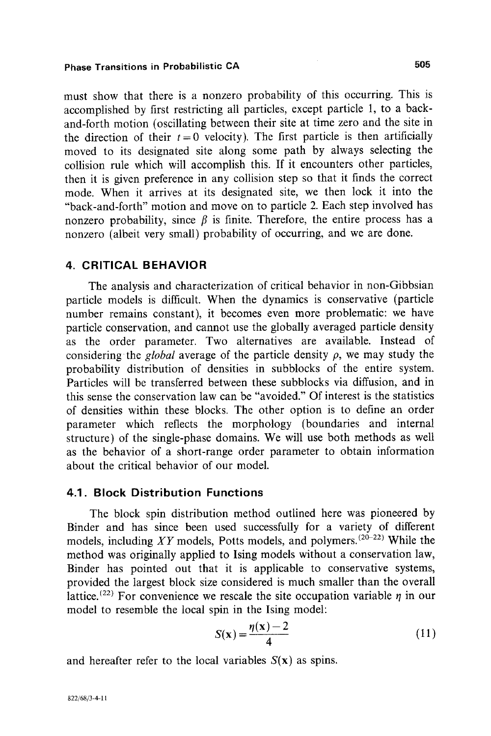must show that there is a nonzero probability of this occurring. This is accomplished by first restricting all particles, except particle 1, to a back-and-forth motion (oscillating between their site at time zero and the site in the direction of their $t=0$ velocity). The first particle is then artificially moved to its designated site along some path by always selecting the collision rule which will accomplish this. If it encounters other particles, then it is given preference in any collision step so that it finds the correct mode. When it arrives at its designated site, we then lock it into the "back-and-forth" motion and move on to particle 2. Each step involved has nonzero probability, since $\beta$ is finite. Therefore, the entire process has a nonzero (albeit very small) probability of occurring, and we are done.

## 4. CRITICAL BEHAVIOR

The analysis and characterization of critical behavior in non-Gibbsian particle models is difficult. When the dynamics is conservative (particle number remains constant), it becomes even more problematic: we have particle conservation, and cannot use the globally averaged particle density as the order parameter. Two alternatives are available. Instead of considering the *global* average of the particle density $\rho$, we may study the probability distribution of densities in subblocks of the entire system. Particles will be transferred between these subblocks via diffusion, and in this sense the conservation law can be "avoided." Of interest is the statistics of densities within these blocks. The other option is to define an order parameter which reflects the morphology (boundaries and internal structure) of the single-phase domains. We will use both methods as well as the behavior of a short-range order parameter to obtain information about the critical behavior of our model.

### 4.1. Block Distribution Functions

The block spin distribution method outlined here was pioneered by Binder and has since been used successfully for a variety of different models, including $XY$ models, Potts models, and polymers.[20–22] While the method was originally applied to Ising models without a conservation law, Binder has pointed out that it is applicable to conservative systems, provided the largest block size considered is much smaller than the overall lattice.[22] For convenience we rescale the site occupation variable $\eta$ in our model to resemble the local spin in the Ising model:

$$S(\mathbf{x}) = \frac{\eta(\mathbf{x}) - 2}{4} \tag{11}$$

and hereafter refer to the local variables $S(\mathbf{x})$ as spins.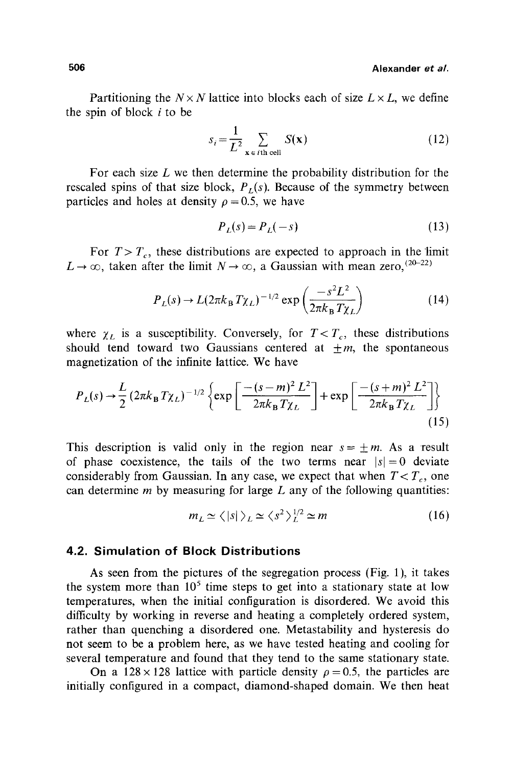Partitioning the $N \times N$ lattice into blocks each of size $L \times L$, we define the spin of block $i$ to be

$$s_i = \frac{1}{L^2} \sum_{\mathbf{x} \in i\text{th cell}} S(\mathbf{x}) \tag{12}$$

For each size $L$ we then determine the probability distribution for the rescaled spins of that size block, $P_L(s)$. Because of the symmetry between particles and holes at density $\rho = 0.5$, we have

$$P_L(s) = P_L(-s) \tag{13}$$

For $T > T_c$, these distributions are expected to approach in the limit $L \to \infty$, taken after the limit $N \to \infty$, a Gaussian with mean zero,[20-22]

$$P_L(s) \to L(2\pi k_B T \chi_L)^{-1/2} \exp\left(\frac{-s^2 L^2}{2\pi k_B T \chi_L}\right) \tag{14}$$

where $\chi_L$ is a susceptibility. Conversely, for $T < T_c$, these distributions should tend toward two Gaussians centered at $\pm m$, the spontaneous magnetization of the infinite lattice. We have

$$P_L(s) \to \frac{L}{2}(2\pi k_B T \chi_L)^{-1/2} \left\{ \exp\left[\frac{-(s-m)^2 L^2}{2\pi k_B T \chi_L}\right] + \exp\left[\frac{-(s+m)^2 L^2}{2\pi k_B T \chi_L}\right] \right\} \tag{15}$$

This description is valid only in the region near $s = \pm m$. As a result of phase coexistence, the tails of the two terms near $|s| = 0$ deviate considerably from Gaussian. In any case, we expect that when $T < T_c$, one can determine $m$ by measuring for large $L$ any of the following quantities:

$$m_L \simeq \langle |s| \rangle_L \simeq \langle s^2 \rangle_L^{1/2} \simeq m \tag{16}$$

### 4.2. Simulation of Block Distributions

As seen from the pictures of the segregation process (Fig. 1), it takes the system more than $10^5$ time steps to get into a stationary state at low temperatures, when the initial configuration is disordered. We avoid this difficulty by working in reverse and heating a completely ordered system, rather than quenching a disordered one. Metastability and hysteresis do not seem to be a problem here, as we have tested heating and cooling for several temperature and found that they tend to the same stationary state.

On a $128 \times 128$ lattice with particle density $\rho = 0.5$, the particles are initially configured in a compact, diamond-shaped domain. We then heat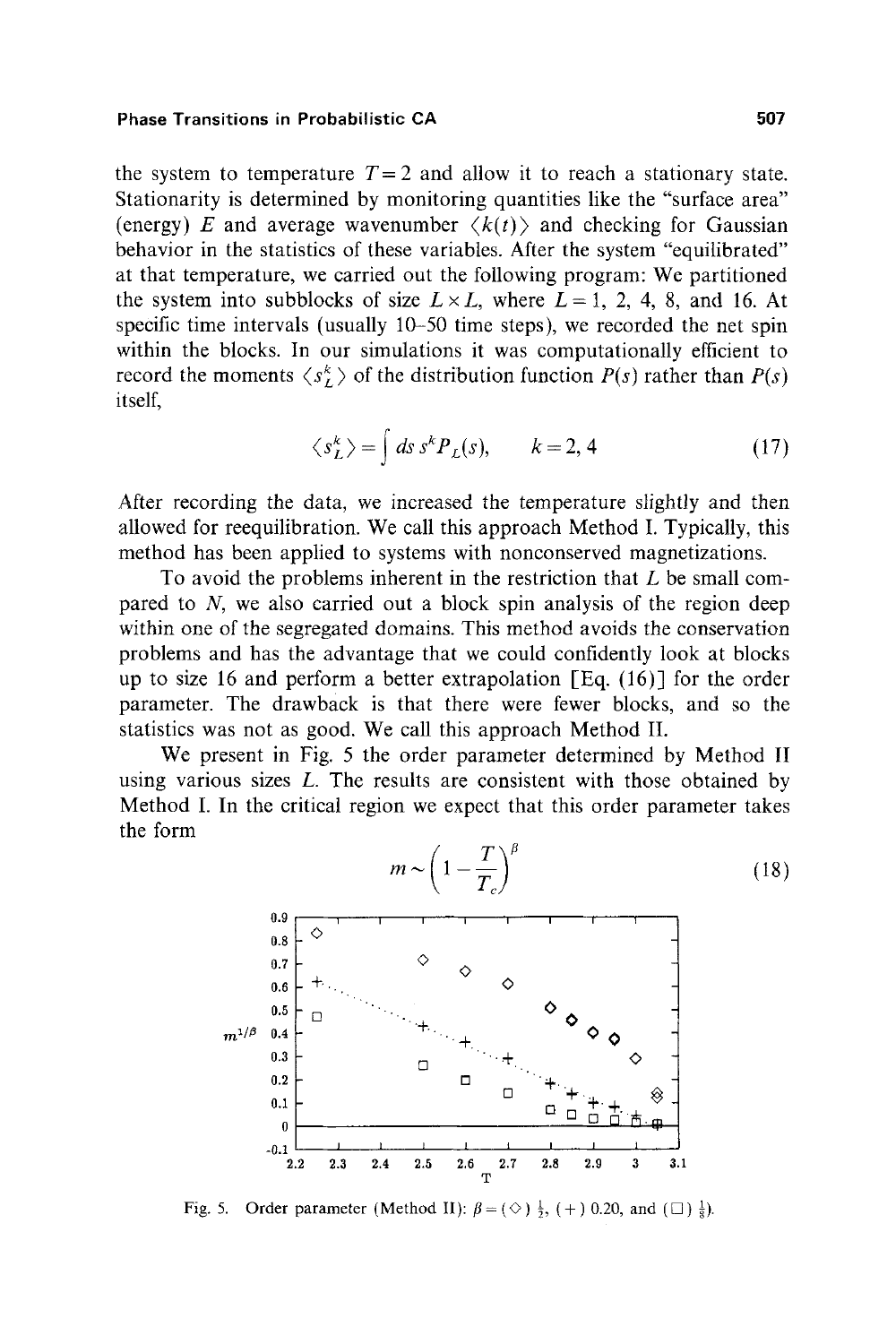the system to temperature $T = 2$ and allow it to reach a stationary state. Stationarity is determined by monitoring quantities like the "surface area" (energy) $E$ and average wavenumber $\langle k(t) \rangle$ and checking for Gaussian behavior in the statistics of these variables. After the system "equilibrated" at that temperature, we carried out the following program: We partitioned the system into subblocks of size $L \times L$, where $L = 1$, 2, 4, 8, and 16. At specific time intervals (usually 10–50 time steps), we recorded the net spin within the blocks. In our simulations it was computationally efficient to record the moments $\langle s_L^k \rangle$ of the distribution function $P(s)$ rather than $P(s)$ itself,

$$\langle s_L^k \rangle = \int ds\, s^k P_L(s), \qquad k = 2, 4 \tag{17}$$

After recording the data, we increased the temperature slightly and then allowed for reequilibration. We call this approach Method I. Typically, this method has been applied to systems with nonconserved magnetizations.

To avoid the problems inherent in the restriction that $L$ be small compared to $N$, we also carried out a block spin analysis of the region deep within one of the segregated domains. This method avoids the conservation problems and has the advantage that we could confidently look at blocks up to size 16 and perform a better extrapolation [Eq. (16)] for the order parameter. The drawback is that there were fewer blocks, and so the statistics was not as good. We call this approach Method II.

We present in Fig. 5 the order parameter determined by Method II using various sizes $L$. The results are consistent with those obtained by Method I. In the critical region we expect that this order parameter takes the form

$$m \sim \left(1 - \frac{T}{T_c}\right)^{\beta} \tag{18}$$

Fig. 5. Order parameter (Method II): $\beta =$ (◇) $\frac{1}{2}$, (+) 0.20, and (□) $\frac{1}{8}$).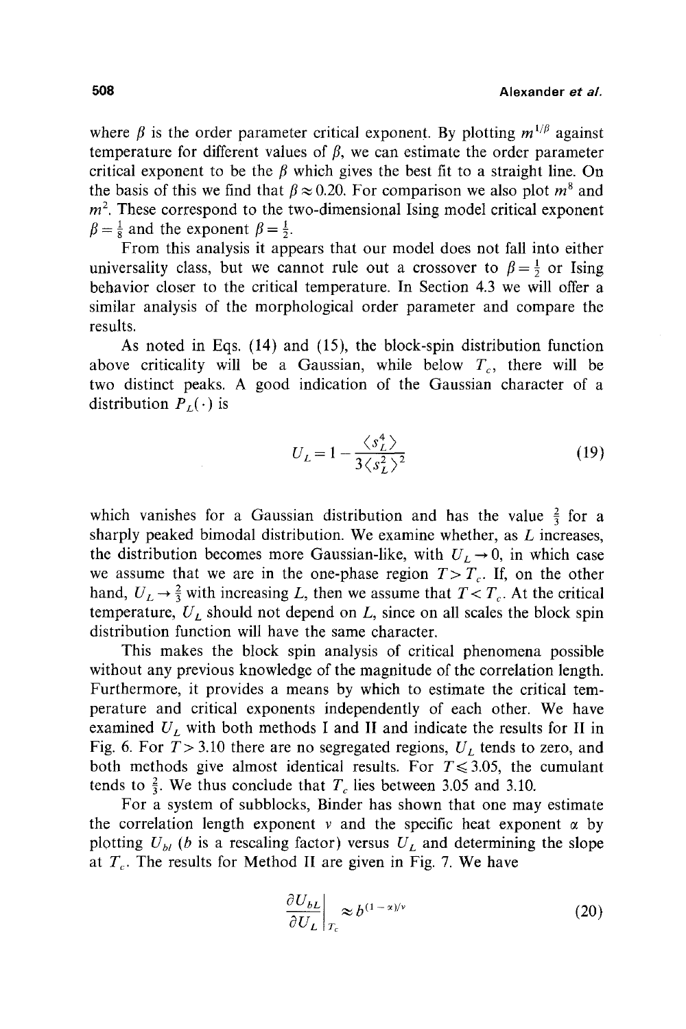where $\beta$ is the order parameter critical exponent. By plotting $m^{1/\beta}$ against temperature for different values of $\beta$, we can estimate the order parameter critical exponent to be the $\beta$ which gives the best fit to a straight line. On the basis of this we find that $\beta \approx 0.20$. For comparison we also plot $m^8$ and $m^2$. These correspond to the two-dimensional Ising model critical exponent $\beta = \frac{1}{8}$ and the exponent $\beta = \frac{1}{2}$.

From this analysis it appears that our model does not fall into either universality class, but we cannot rule out a crossover to $\beta = \frac{1}{2}$ or Ising behavior closer to the critical temperature. In Section 4.3 we will offer a similar analysis of the morphological order parameter and compare the results.

As noted in Eqs. (14) and (15), the block-spin distribution function above criticality will be a Gaussian, while below $T_c$, there will be two distinct peaks. A good indication of the Gaussian character of a distribution $P_L(\cdot)$ is

$$U_L = 1 - \frac{\langle s_L^4 \rangle}{3\langle s_L^2 \rangle^2} \tag{19}$$

which vanishes for a Gaussian distribution and has the value $\frac{2}{3}$ for a sharply peaked bimodal distribution. We examine whether, as $L$ increases, the distribution becomes more Gaussian-like, with $U_L \to 0$, in which case we assume that we are in the one-phase region $T > T_c$. If, on the other hand, $U_L \to \frac{2}{3}$ with increasing $L$, then we assume that $T < T_c$. At the critical temperature, $U_L$ should not depend on $L$, since on all scales the block spin distribution function will have the same character.

This makes the block spin analysis of critical phenomena possible without any previous knowledge of the magnitude of the correlation length. Furthermore, it provides a means by which to estimate the critical temperature and critical exponents independently of each other. We have examined $U_L$ with both methods I and II and indicate the results for II in Fig. 6. For $T > 3.10$ there are no segregated regions, $U_L$ tends to zero, and both methods give almost identical results. For $T \leqslant 3.05$, the cumulant tends to $\frac{2}{3}$. We thus conclude that $T_c$ lies between 3.05 and 3.10.

For a system of subblocks, Binder has shown that one may estimate the correlation length exponent $\nu$ and the specific heat exponent $\alpha$ by plotting $U_{bl}$ ($b$ is a rescaling factor) versus $U_L$ and determining the slope at $T_c$. The results for Method II are given in Fig. 7. We have

$$\left.\frac{\partial U_{bL}}{\partial U_L}\right|_{T_c} \approx b^{(1-\alpha)/\nu} \tag{20}$$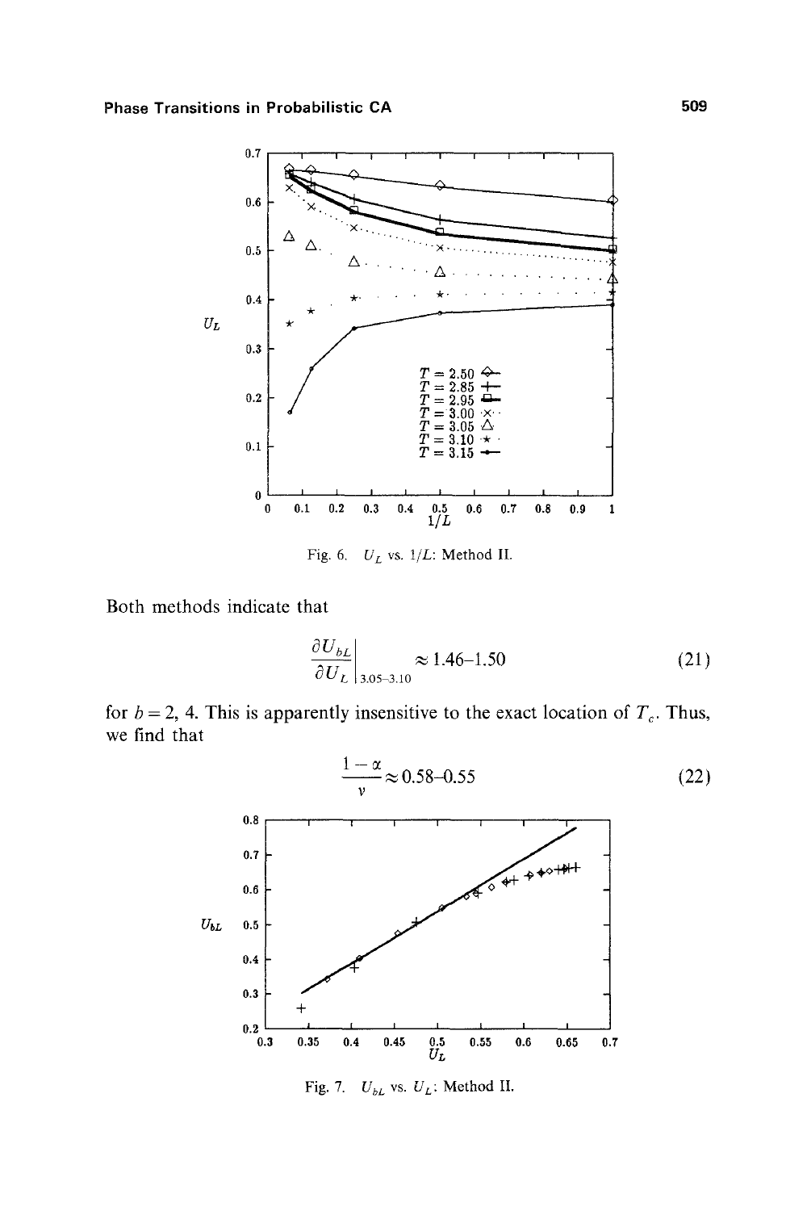Fig. 6. $U_L$ vs. $1/L$: Method II.

Both methods indicate that

$$\left.\frac{\partial U_{bL}}{\partial U_L}\right|_{3.05\text{–}3.10} \approx 1.46\text{–}1.50 \tag{21}$$

for $b = 2, 4$. This is apparently insensitive to the exact location of $T_c$. Thus, we find that

$$\frac{1-\alpha}{\nu} \approx 0.58\text{–}0.55 \tag{22}$$

Fig. 7. $U_{bL}$ vs. $U_L$: Method II.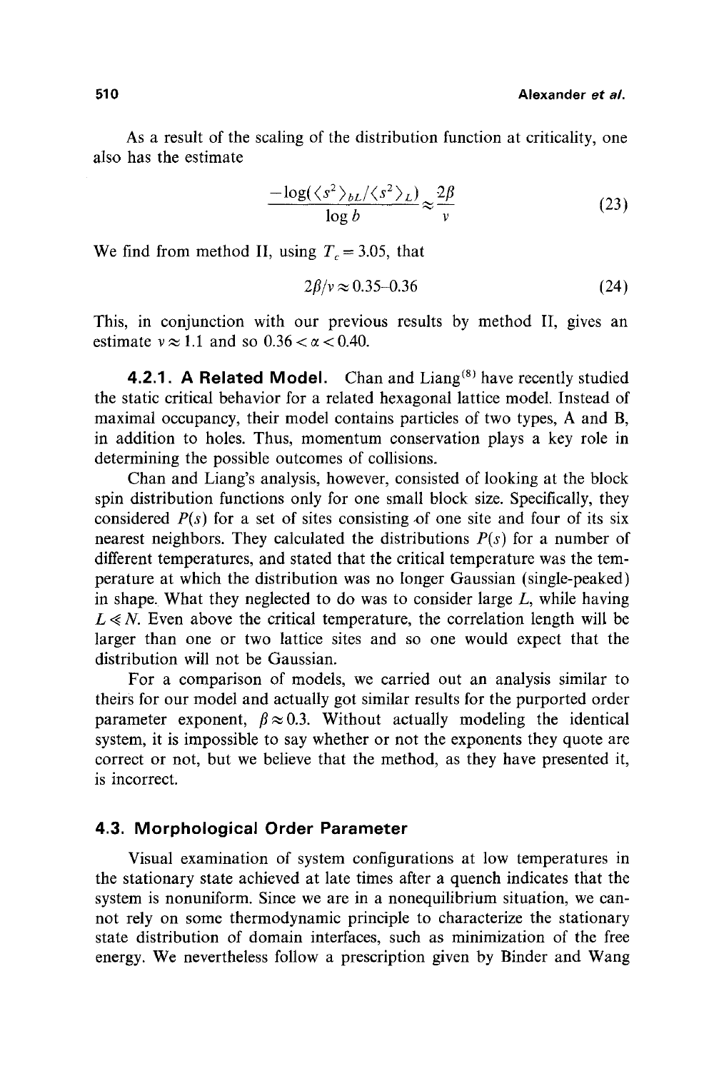As a result of the scaling of the distribution function at criticality, one also has the estimate

$$\frac{-\log(\langle s^2 \rangle_{bL} / \langle s^2 \rangle_L)}{\log b} \approx \frac{2\beta}{\nu} \tag{23}$$

We find from method II, using $T_c = 3.05$, that

$$2\beta/\nu \approx 0.35\text{–}0.36 \tag{24}$$

This, in conjunction with our previous results by method II, gives an estimate $\nu \approx 1.1$ and so $0.36 < \alpha < 0.40$.

#### 4.2.1. A Related Model.

Chan and Liang[8] have recently studied the static critical behavior for a related hexagonal lattice model. Instead of maximal occupancy, their model contains particles of two types, A and B, in addition to holes. Thus, momentum conservation plays a key role in determining the possible outcomes of collisions.

Chan and Liang's analysis, however, consisted of looking at the block spin distribution functions only for one small block size. Specifically, they considered $P(s)$ for a set of sites consisting of one site and four of its six nearest neighbors. They calculated the distributions $P(s)$ for a number of different temperatures, and stated that the critical temperature was the temperature at which the distribution was no longer Gaussian (single-peaked) in shape. What they neglected to do was to consider large $L$, while having $L \ll N$. Even above the critical temperature, the correlation length will be larger than one or two lattice sites and so one would expect that the distribution will not be Gaussian.

For a comparison of models, we carried out an analysis similar to theirs for our model and actually got similar results for the purported order parameter exponent, $\beta \approx 0.3$. Without actually modeling the identical system, it is impossible to say whether or not the exponents they quote are correct or not, but we believe that the method, as they have presented it, is incorrect.

### 4.3. Morphological Order Parameter

Visual examination of system configurations at low temperatures in the stationary state achieved at late times after a quench indicates that the system is nonuniform. Since we are in a nonequilibrium situation, we cannot rely on some thermodynamic principle to characterize the stationary state distribution of domain interfaces, such as minimization of the free energy. We nevertheless follow a prescription given by Binder and Wang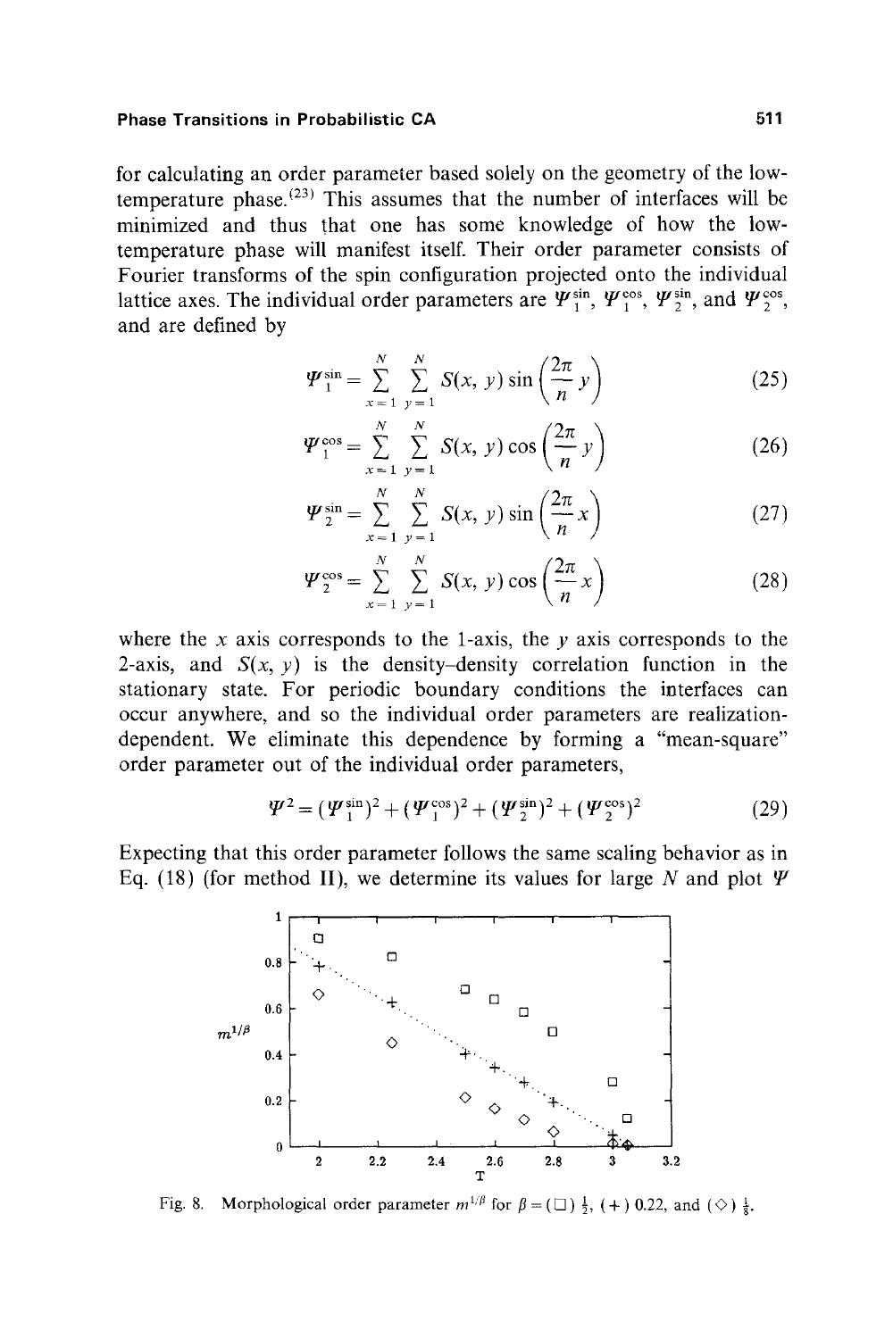for calculating an order parameter based solely on the geometry of the low-temperature phase.[23] This assumes that the number of interfaces will be minimized and thus that one has some knowledge of how the low-temperature phase will manifest itself. Their order parameter consists of Fourier transforms of the spin configuration projected onto the individual lattice axes. The individual order parameters are $\Psi_1^{\sin}$, $\Psi_1^{\cos}$, $\Psi_2^{\sin}$, and $\Psi_2^{\cos}$, and are defined by

$$\Psi_1^{\sin} = \sum_{x=1}^{N} \sum_{y=1}^{N} S(x, y) \sin\left(\frac{2\pi}{n} y\right) \tag{25}$$

$$\Psi_1^{\cos} = \sum_{x=1}^{N} \sum_{y=1}^{N} S(x, y) \cos\left(\frac{2\pi}{n} y\right) \tag{26}$$

$$\Psi_2^{\sin} = \sum_{x=1}^{N} \sum_{y=1}^{N} S(x, y) \sin\left(\frac{2\pi}{n} x\right) \tag{27}$$

$$\Psi_2^{\cos} = \sum_{x=1}^{N} \sum_{y=1}^{N} S(x, y) \cos\left(\frac{2\pi}{n} x\right) \tag{28}$$

where the $x$ axis corresponds to the 1-axis, the $y$ axis corresponds to the 2-axis, and $S(x, y)$ is the density–density correlation function in the stationary state. For periodic boundary conditions the interfaces can occur anywhere, and so the individual order parameters are realization-dependent. We eliminate this dependence by forming a "mean-square" order parameter out of the individual order parameters,

$$\Psi^2 = (\Psi_1^{\sin})^2 + (\Psi_1^{\cos})^2 + (\Psi_2^{\sin})^2 + (\Psi_2^{\cos})^2 \tag{29}$$

Expecting that this order parameter follows the same scaling behavior as in Eq. (18) (for method II), we determine its values for large $N$ and plot $\Psi$

Fig. 8. Morphological order parameter $m^{1/\beta}$ for $\beta = (\square)\ \frac{1}{2}$, $(+)\ 0.22$, and $(\diamond)\ \frac{1}{8}$.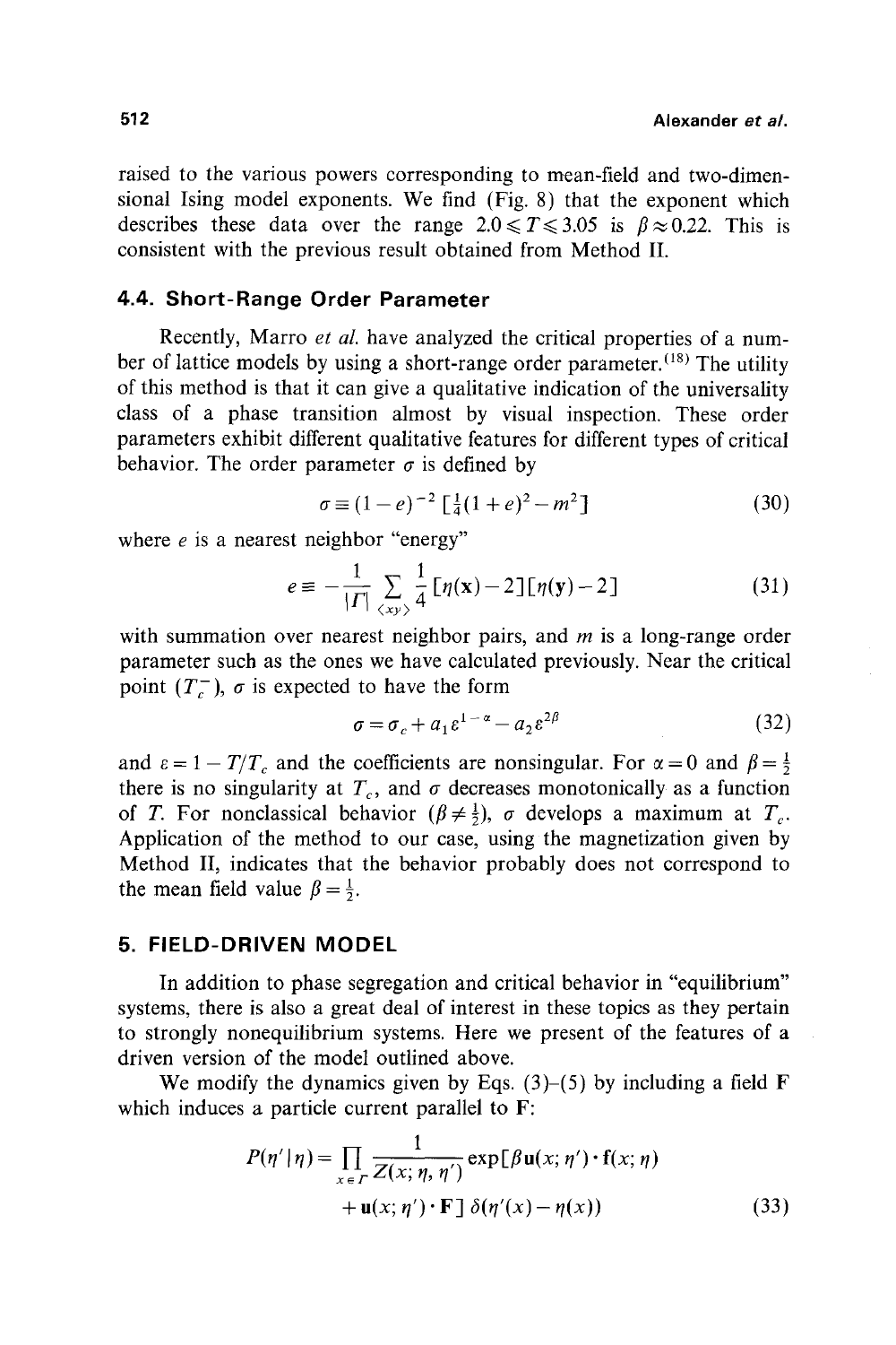raised to the various powers corresponding to mean-field and two-dimensional Ising model exponents. We find (Fig. 8) that the exponent which describes these data over the range $2.0 \leqslant T \leqslant 3.05$ is $\beta \approx 0.22$. This is consistent with the previous result obtained from Method II.

### 4.4. Short-Range Order Parameter

Recently, Marro *et al.* have analyzed the critical properties of a number of lattice models by using a short-range order parameter.[18] The utility of this method is that it can give a qualitative indication of the universality class of a phase transition almost by visual inspection. These order parameters exhibit different qualitative features for different types of critical behavior. The order parameter $\sigma$ is defined by

$$\sigma \equiv (1-e)^{-2} \left[\tfrac{1}{4}(1+e)^2 - m^2\right] \tag{30}$$

where $e$ is a nearest neighbor "energy"

$$e \equiv -\frac{1}{|\Gamma|} \sum_{\langle xy \rangle} \frac{1}{4} [\eta(\mathbf{x}) - 2][\eta(\mathbf{y}) - 2] \tag{31}$$

with summation over nearest neighbor pairs, and $m$ is a long-range order parameter such as the ones we have calculated previously. Near the critical point ($T_c^-$), $\sigma$ is expected to have the form

$$\sigma = \sigma_c + a_1 \varepsilon^{1-\alpha} - a_2 \varepsilon^{2\beta} \tag{32}$$

and $\varepsilon = 1 - T/T_c$ and the coefficients are nonsingular. For $\alpha = 0$ and $\beta = \frac{1}{2}$ there is no singularity at $T_c$, and $\sigma$ decreases monotonically as a function of $T$. For nonclassical behavior ($\beta \neq \frac{1}{2}$), $\sigma$ develops a maximum at $T_c$. Application of the method to our case, using the magnetization given by Method II, indicates that the behavior probably does not correspond to the mean field value $\beta = \frac{1}{2}$.

## 5. FIELD-DRIVEN MODEL

In addition to phase segregation and critical behavior in "equilibrium" systems, there is also a great deal of interest in these topics as they pertain to strongly nonequilibrium systems. Here we present of the features of a driven version of the model outlined above.

We modify the dynamics given by Eqs. (3)–(5) by including a field $\mathbf{F}$ which induces a particle current parallel to $\mathbf{F}$:

$$P(\eta' \mid \eta) = \prod_{x \in \Gamma} \frac{1}{Z(x; \eta, \eta')} \exp[\beta \mathbf{u}(x; \eta') \cdot \mathbf{f}(x; \eta) + \mathbf{u}(x; \eta') \cdot \mathbf{F}]\, \delta(\eta'(x) - \eta(x)) \tag{33}$$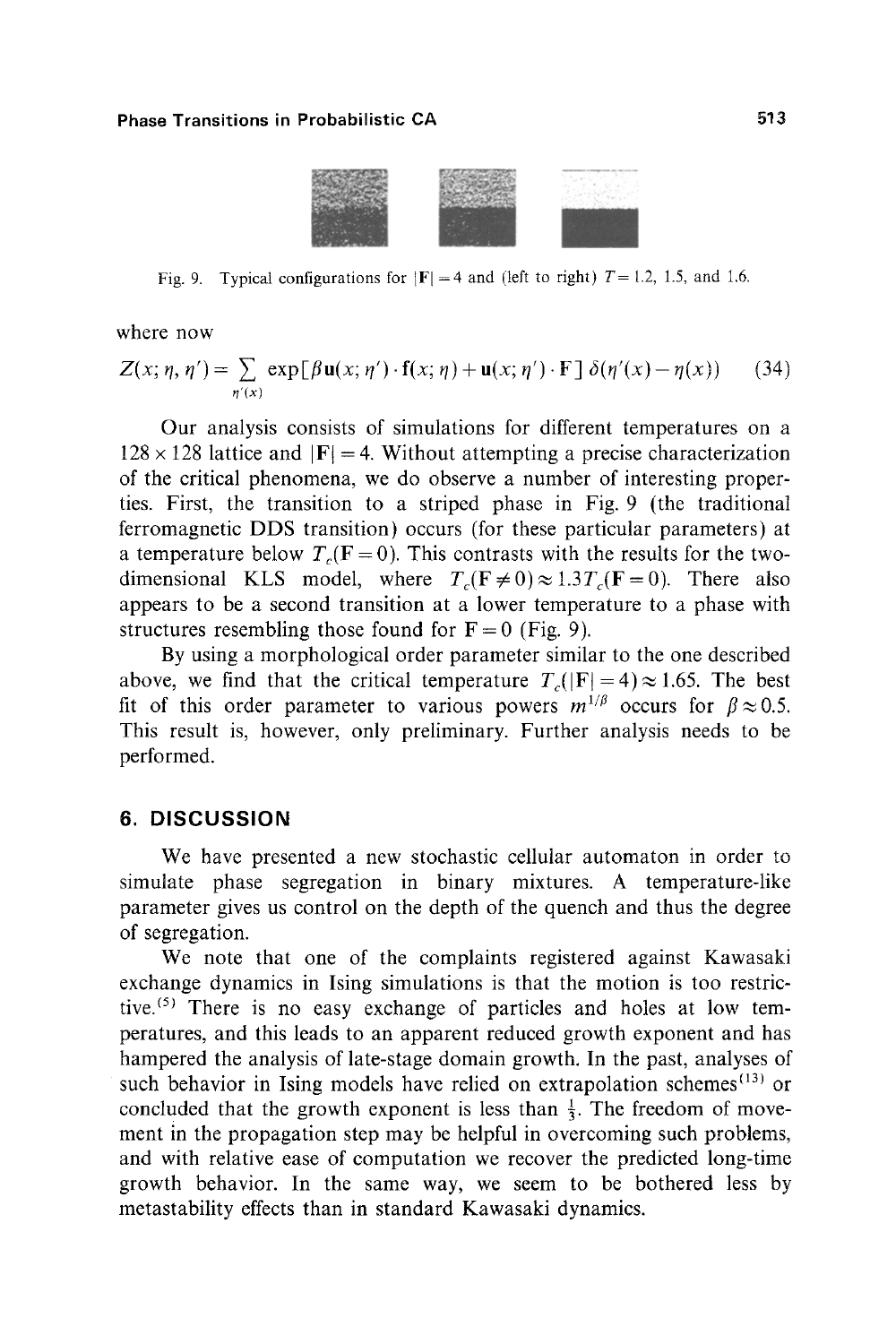Fig. 9. Typical configurations for $|\mathbf{F}| = 4$ and (left to right) $T = 1.2$, 1.5, and 1.6.

where now

$$Z(x; \eta, \eta') = \sum_{\eta'(x)} \exp[\beta \mathbf{u}(x; \eta') \cdot \mathbf{f}(x; \eta) + \mathbf{u}(x; \eta') \cdot \mathbf{F}] \, \delta(\eta'(x) - \eta(x)) \tag{34}$$

Our analysis consists of simulations for different temperatures on a $128 \times 128$ lattice and $|\mathbf{F}| = 4$. Without attempting a precise characterization of the critical phenomena, we do observe a number of interesting properties. First, the transition to a striped phase in Fig. 9 (the traditional ferromagnetic DDS transition) occurs (for these particular parameters) at a temperature below $T_c(\mathbf{F} = 0)$. This contrasts with the results for the two-dimensional KLS model, where $T_c(\mathbf{F} \neq 0) \approx 1.3 T_c(\mathbf{F} = 0)$. There also appears to be a second transition at a lower temperature to a phase with structures resembling those found for $\mathbf{F} = 0$ (Fig. 9).

By using a morphological order parameter similar to the one described above, we find that the critical temperature $T_c(|\mathbf{F}| = 4) \approx 1.65$. The best fit of this order parameter to various powers $m^{1/\beta}$ occurs for $\beta \approx 0.5$. This result is, however, only preliminary. Further analysis needs to be performed.

## 6. DISCUSSION

We have presented a new stochastic cellular automaton in order to simulate phase segregation in binary mixtures. A temperature-like parameter gives us control on the depth of the quench and thus the degree of segregation.

We note that one of the complaints registered against Kawasaki exchange dynamics in Ising simulations is that the motion is too restrictive.[5] There is no easy exchange of particles and holes at low temperatures, and this leads to an apparent reduced growth exponent and has hampered the analysis of late-stage domain growth. In the past, analyses of such behavior in Ising models have relied on extrapolation schemes[13] or concluded that the growth exponent is less than $\frac{1}{3}$. The freedom of movement in the propagation step may be helpful in overcoming such problems, and with relative ease of computation we recover the predicted long-time growth behavior. In the same way, we seem to be bothered less by metastability effects than in standard Kawasaki dynamics.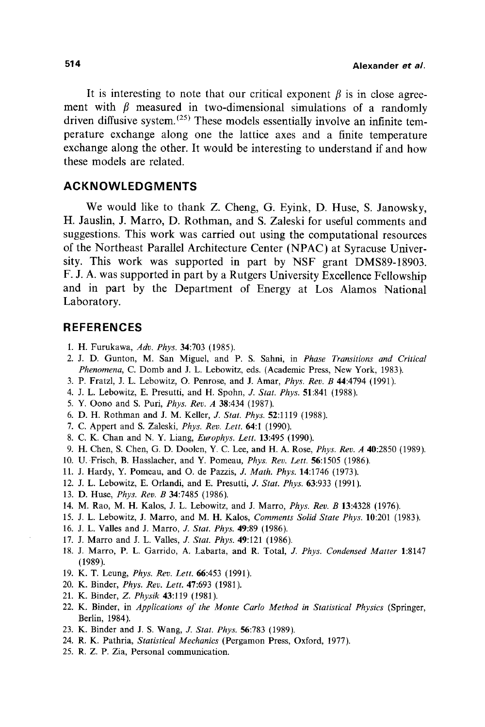It is interesting to note that our critical exponent $\beta$ is in close agreement with $\beta$ measured in two-dimensional simulations of a randomly driven diffusive system.[25] These models essentially involve an infinite temperature exchange along one the lattice axes and a finite temperature exchange along the other. It would be interesting to understand if and how these models are related.

## ACKNOWLEDGMENTS

We would like to thank Z. Cheng, G. Eyink, D. Huse, S. Janowsky, H. Jauslin, J. Marro, D. Rothman, and S. Zaleski for useful comments and suggestions. This work was carried out using the computational resources of the Northeast Parallel Architecture Center (NPAC) at Syracuse University. This work was supported in part by NSF grant DMS89-18903. F. J. A. was supported in part by a Rutgers University Excellence Fellowship and in part by the Department of Energy at Los Alamos National Laboratory.

## REFERENCES

1. H. Furukawa, *Adv. Phys.* **34**:703 (1985).
2. J. D. Gunton, M. San Miguel, and P. S. Sahni, in *Phase Transitions and Critical Phenomena*, C. Domb and J. L. Lebowitz, eds. (Academic Press, New York, 1983).
3. P. Fratzl, J. L. Lebowitz, O. Penrose, and J. Amar, *Phys. Rev. B* **44**:4794 (1991).
4. J. L. Lebowitz, E. Presutti, and H. Spohn, *J. Stat. Phys.* **51**:841 (1988).
5. Y. Oono and S. Puri, *Phys. Rev. A* **38**:434 (1987).
6. D. H. Rothman and J. M. Keller, *J. Stat. Phys.* **52**:1119 (1988).
7. C. Appert and S. Zaleski, *Phys. Rev. Lett.* **64**:1 (1990).
8. C. K. Chan and N. Y. Liang, *Europhys. Lett.* **13**:495 (1990).
9. H. Chen, S. Chen, G. D. Doolen, Y. C. Lee, and H. A. Rose, *Phys. Rev. A* **40**:2850 (1989).
10. U. Frisch, B. Hasslacher, and Y. Pomeau, *Phys. Rev. Lett.* **56**:1505 (1986).
11. J. Hardy, Y. Pomeau, and O. de Pazzis, *J. Math. Phys.* **14**:1746 (1973).
12. J. L. Lebowitz, E. Orlandi, and E. Presutti, *J. Stat. Phys.* **63**:933 (1991).
13. D. Huse, *Phys. Rev. B* **34**:7485 (1986).
14. M. Rao, M. H. Kalos, J. L. Lebowitz, and J. Marro, *Phys. Rev. B* **13**:4328 (1976).
15. J. L. Lebowitz, J. Marro, and M. H. Kalos, *Comments Solid State Phys.* **10**:201 (1983).
16. J. L. Valles and J. Marro, *J. Stat. Phys.* **49**:89 (1986).
17. J. Marro and J. L. Valles, *J. Stat. Phys.* **49**:121 (1986).
18. J. Marro, P. L. Garrido, A. Labarta, and R. Total, *J. Phys. Condensed Matter* **1**:8147 (1989).
19. K. T. Leung, *Phys. Rev. Lett.* **66**:453 (1991).
20. K. Binder, *Phys. Rev. Lett.* **47**:693 (1981).
21. K. Binder, *Z. Physik* **43**:119 (1981).
22. K. Binder, in *Applications of the Monte Carlo Method in Statistical Physics* (Springer, Berlin, 1984).
23. K. Binder and J. S. Wang, *J. Stat. Phys.* **56**:783 (1989).
24. R. K. Pathria, *Statistical Mechanics* (Pergamon Press, Oxford, 1977).
25. R. Z. P. Zia, Personal communication.